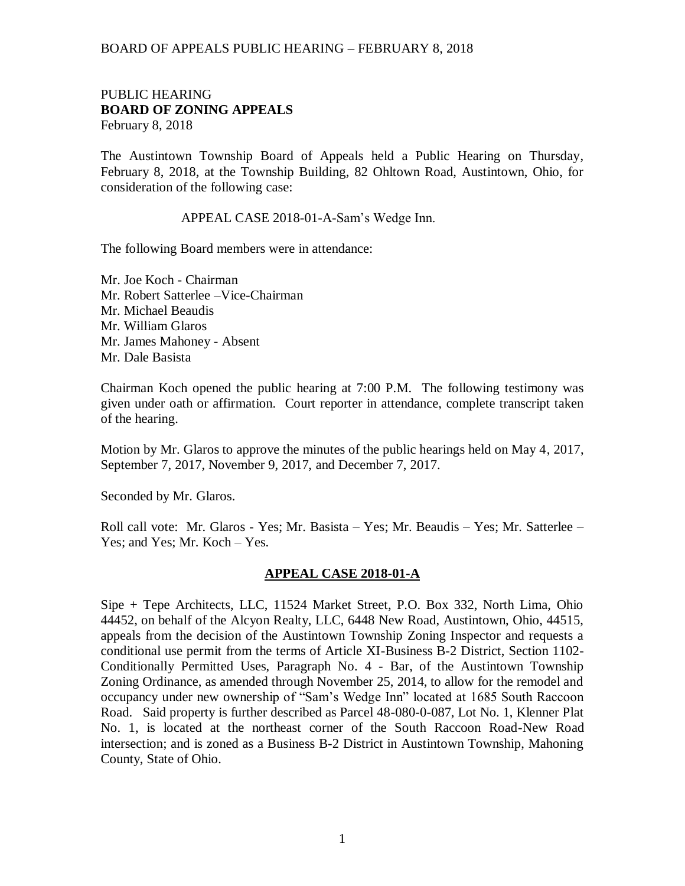PUBLIC HEARING
**BOARD OF ZONING APPEALS**
February 8, 2018

The Austintown Township Board of Appeals held a Public Hearing on Thursday, February 8, 2018, at the Township Building, 82 Ohltown Road, Austintown, Ohio, for consideration of the following case:

APPEAL CASE 2018-01-A-Sam's Wedge Inn.

The following Board members were in attendance:

Mr. Joe Koch - Chairman
Mr. Robert Satterlee –Vice-Chairman
Mr. Michael Beaudis
Mr. William Glaros
Mr. James Mahoney - Absent
Mr. Dale Basista

Chairman Koch opened the public hearing at 7:00 P.M. The following testimony was given under oath or affirmation. Court reporter in attendance, complete transcript taken of the hearing.

Motion by Mr. Glaros to approve the minutes of the public hearings held on May 4, 2017, September 7, 2017, November 9, 2017, and December 7, 2017.

Seconded by Mr. Glaros.

Roll call vote: Mr. Glaros - Yes; Mr. Basista – Yes; Mr. Beaudis – Yes; Mr. Satterlee – Yes; and Yes; Mr. Koch – Yes.

## APPEAL CASE 2018-01-A

Sipe + Tepe Architects, LLC, 11524 Market Street, P.O. Box 332, North Lima, Ohio 44452, on behalf of the Alcyon Realty, LLC, 6448 New Road, Austintown, Ohio, 44515, appeals from the decision of the Austintown Township Zoning Inspector and requests a conditional use permit from the terms of Article XI-Business B-2 District, Section 1102-Conditionally Permitted Uses, Paragraph No. 4 - Bar, of the Austintown Township Zoning Ordinance, as amended through November 25, 2014, to allow for the remodel and occupancy under new ownership of "Sam's Wedge Inn" located at 1685 South Raccoon Road. Said property is further described as Parcel 48-080-0-087, Lot No. 1, Klenner Plat No. 1, is located at the northeast corner of the South Raccoon Road-New Road intersection; and is zoned as a Business B-2 District in Austintown Township, Mahoning County, State of Ohio.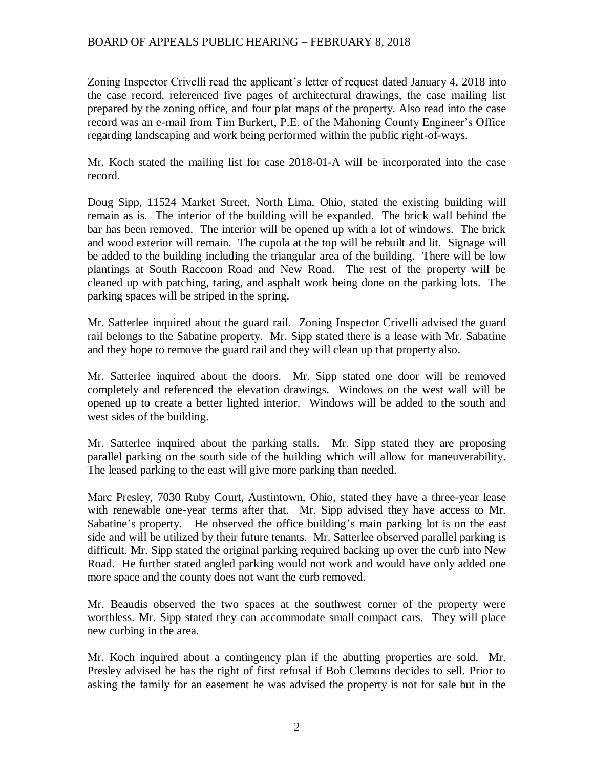Zoning Inspector Crivelli read the applicant's letter of request dated January 4, 2018 into the case record, referenced five pages of architectural drawings, the case mailing list prepared by the zoning office, and four plat maps of the property. Also read into the case record was an e-mail from Tim Burkert, P.E. of the Mahoning County Engineer's Office regarding landscaping and work being performed within the public right-of-ways.

Mr. Koch stated the mailing list for case 2018-01-A will be incorporated into the case record.

Doug Sipp, 11524 Market Street, North Lima, Ohio, stated the existing building will remain as is. The interior of the building will be expanded. The brick wall behind the bar has been removed. The interior will be opened up with a lot of windows. The brick and wood exterior will remain. The cupola at the top will be rebuilt and lit. Signage will be added to the building including the triangular area of the building. There will be low plantings at South Raccoon Road and New Road. The rest of the property will be cleaned up with patching, taring, and asphalt work being done on the parking lots. The parking spaces will be striped in the spring.

Mr. Satterlee inquired about the guard rail. Zoning Inspector Crivelli advised the guard rail belongs to the Sabatine property. Mr. Sipp stated there is a lease with Mr. Sabatine and they hope to remove the guard rail and they will clean up that property also.

Mr. Satterlee inquired about the doors. Mr. Sipp stated one door will be removed completely and referenced the elevation drawings. Windows on the west wall will be opened up to create a better lighted interior. Windows will be added to the south and west sides of the building.

Mr. Satterlee inquired about the parking stalls. Mr. Sipp stated they are proposing parallel parking on the south side of the building which will allow for maneuverability. The leased parking to the east will give more parking than needed.

Marc Presley, 7030 Ruby Court, Austintown, Ohio, stated they have a three-year lease with renewable one-year terms after that. Mr. Sipp advised they have access to Mr. Sabatine's property. He observed the office building's main parking lot is on the east side and will be utilized by their future tenants. Mr. Satterlee observed parallel parking is difficult. Mr. Sipp stated the original parking required backing up over the curb into New Road. He further stated angled parking would not work and would have only added one more space and the county does not want the curb removed.

Mr. Beaudis observed the two spaces at the southwest corner of the property were worthless. Mr. Sipp stated they can accommodate small compact cars. They will place new curbing in the area.

Mr. Koch inquired about a contingency plan if the abutting properties are sold. Mr. Presley advised he has the right of first refusal if Bob Clemons decides to sell. Prior to asking the family for an easement he was advised the property is not for sale but in the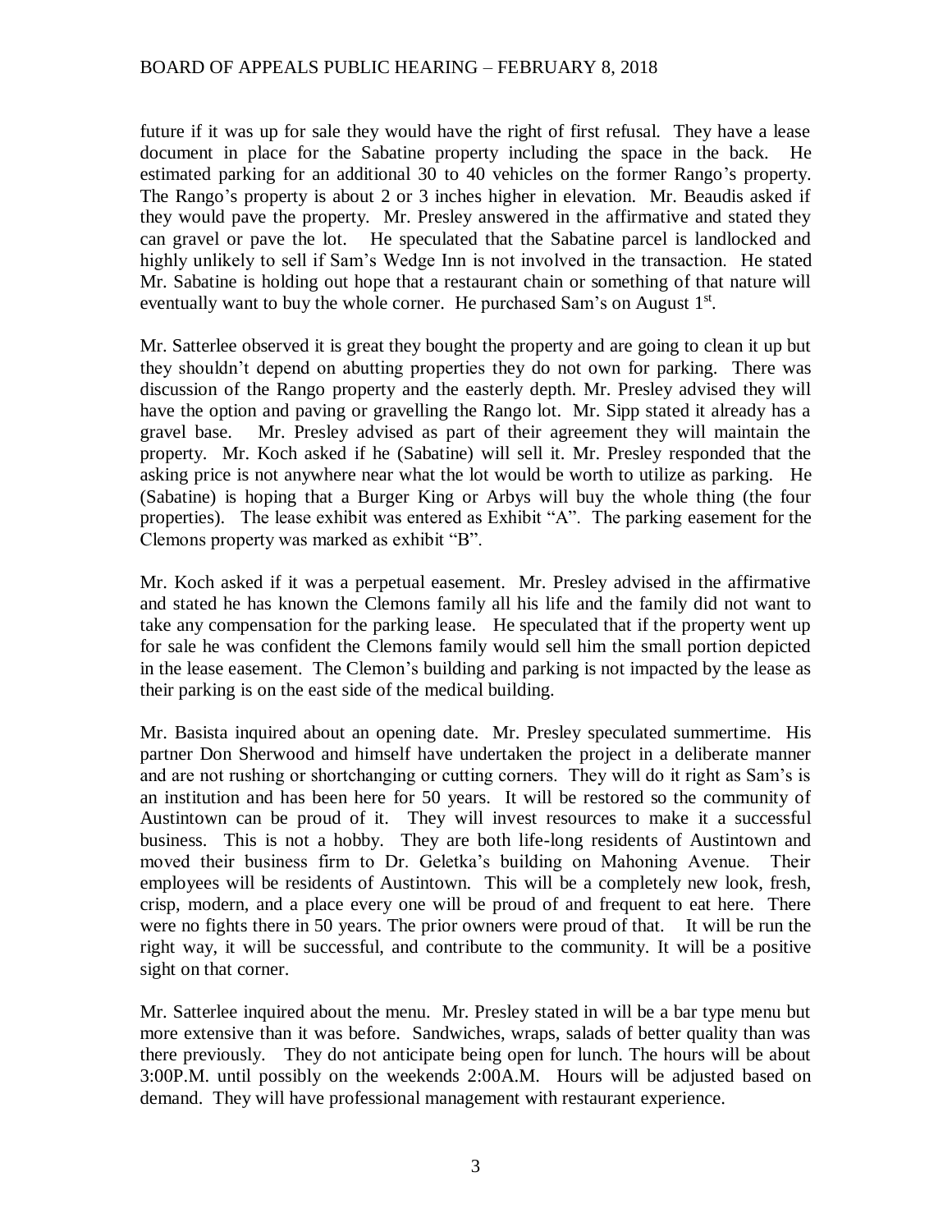future if it was up for sale they would have the right of first refusal. They have a lease document in place for the Sabatine property including the space in the back. He estimated parking for an additional 30 to 40 vehicles on the former Rango's property. The Rango's property is about 2 or 3 inches higher in elevation. Mr. Beaudis asked if they would pave the property. Mr. Presley answered in the affirmative and stated they can gravel or pave the lot. He speculated that the Sabatine parcel is landlocked and highly unlikely to sell if Sam's Wedge Inn is not involved in the transaction. He stated Mr. Sabatine is holding out hope that a restaurant chain or something of that nature will eventually want to buy the whole corner. He purchased Sam's on August 1st.

Mr. Satterlee observed it is great they bought the property and are going to clean it up but they shouldn't depend on abutting properties they do not own for parking. There was discussion of the Rango property and the easterly depth. Mr. Presley advised they will have the option and paving or gravelling the Rango lot. Mr. Sipp stated it already has a gravel base. Mr. Presley advised as part of their agreement they will maintain the property. Mr. Koch asked if he (Sabatine) will sell it. Mr. Presley responded that the asking price is not anywhere near what the lot would be worth to utilize as parking. He (Sabatine) is hoping that a Burger King or Arbys will buy the whole thing (the four properties). The lease exhibit was entered as Exhibit "A". The parking easement for the Clemons property was marked as exhibit "B".

Mr. Koch asked if it was a perpetual easement. Mr. Presley advised in the affirmative and stated he has known the Clemons family all his life and the family did not want to take any compensation for the parking lease. He speculated that if the property went up for sale he was confident the Clemons family would sell him the small portion depicted in the lease easement. The Clemon's building and parking is not impacted by the lease as their parking is on the east side of the medical building.

Mr. Basista inquired about an opening date. Mr. Presley speculated summertime. His partner Don Sherwood and himself have undertaken the project in a deliberate manner and are not rushing or shortchanging or cutting corners. They will do it right as Sam's is an institution and has been here for 50 years. It will be restored so the community of Austintown can be proud of it. They will invest resources to make it a successful business. This is not a hobby. They are both life-long residents of Austintown and moved their business firm to Dr. Geletka's building on Mahoning Avenue. Their employees will be residents of Austintown. This will be a completely new look, fresh, crisp, modern, and a place every one will be proud of and frequent to eat here. There were no fights there in 50 years. The prior owners were proud of that. It will be run the right way, it will be successful, and contribute to the community. It will be a positive sight on that corner.

Mr. Satterlee inquired about the menu. Mr. Presley stated in will be a bar type menu but more extensive than it was before. Sandwiches, wraps, salads of better quality than was there previously. They do not anticipate being open for lunch. The hours will be about 3:00P.M. until possibly on the weekends 2:00A.M. Hours will be adjusted based on demand. They will have professional management with restaurant experience.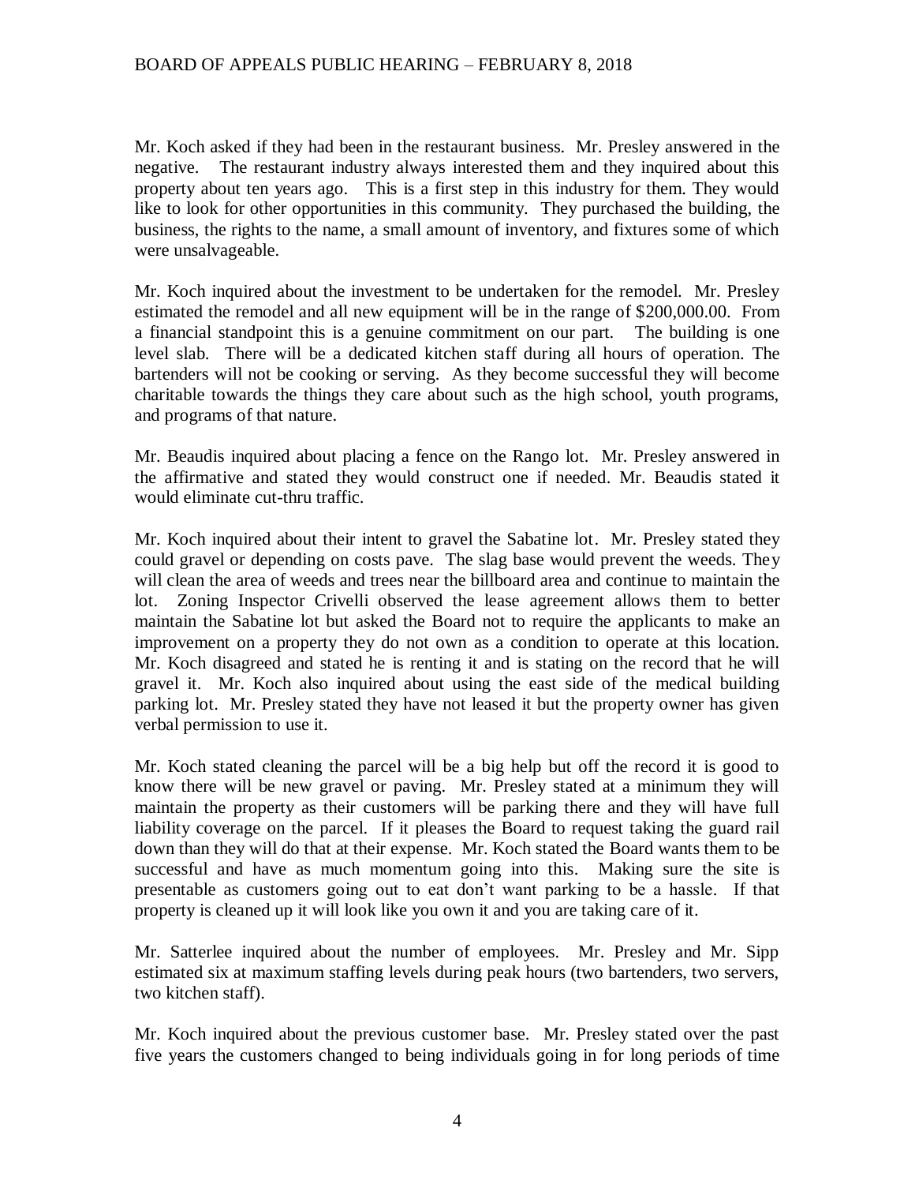Mr. Koch asked if they had been in the restaurant business. Mr. Presley answered in the negative. The restaurant industry always interested them and they inquired about this property about ten years ago. This is a first step in this industry for them. They would like to look for other opportunities in this community. They purchased the building, the business, the rights to the name, a small amount of inventory, and fixtures some of which were unsalvageable.

Mr. Koch inquired about the investment to be undertaken for the remodel. Mr. Presley estimated the remodel and all new equipment will be in the range of $200,000.00. From a financial standpoint this is a genuine commitment on our part. The building is one level slab. There will be a dedicated kitchen staff during all hours of operation. The bartenders will not be cooking or serving. As they become successful they will become charitable towards the things they care about such as the high school, youth programs, and programs of that nature.

Mr. Beaudis inquired about placing a fence on the Rango lot. Mr. Presley answered in the affirmative and stated they would construct one if needed. Mr. Beaudis stated it would eliminate cut-thru traffic.

Mr. Koch inquired about their intent to gravel the Sabatine lot. Mr. Presley stated they could gravel or depending on costs pave. The slag base would prevent the weeds. They will clean the area of weeds and trees near the billboard area and continue to maintain the lot. Zoning Inspector Crivelli observed the lease agreement allows them to better maintain the Sabatine lot but asked the Board not to require the applicants to make an improvement on a property they do not own as a condition to operate at this location. Mr. Koch disagreed and stated he is renting it and is stating on the record that he will gravel it. Mr. Koch also inquired about using the east side of the medical building parking lot. Mr. Presley stated they have not leased it but the property owner has given verbal permission to use it.

Mr. Koch stated cleaning the parcel will be a big help but off the record it is good to know there will be new gravel or paving. Mr. Presley stated at a minimum they will maintain the property as their customers will be parking there and they will have full liability coverage on the parcel. If it pleases the Board to request taking the guard rail down than they will do that at their expense. Mr. Koch stated the Board wants them to be successful and have as much momentum going into this. Making sure the site is presentable as customers going out to eat don't want parking to be a hassle. If that property is cleaned up it will look like you own it and you are taking care of it.

Mr. Satterlee inquired about the number of employees. Mr. Presley and Mr. Sipp estimated six at maximum staffing levels during peak hours (two bartenders, two servers, two kitchen staff).

Mr. Koch inquired about the previous customer base. Mr. Presley stated over the past five years the customers changed to being individuals going in for long periods of time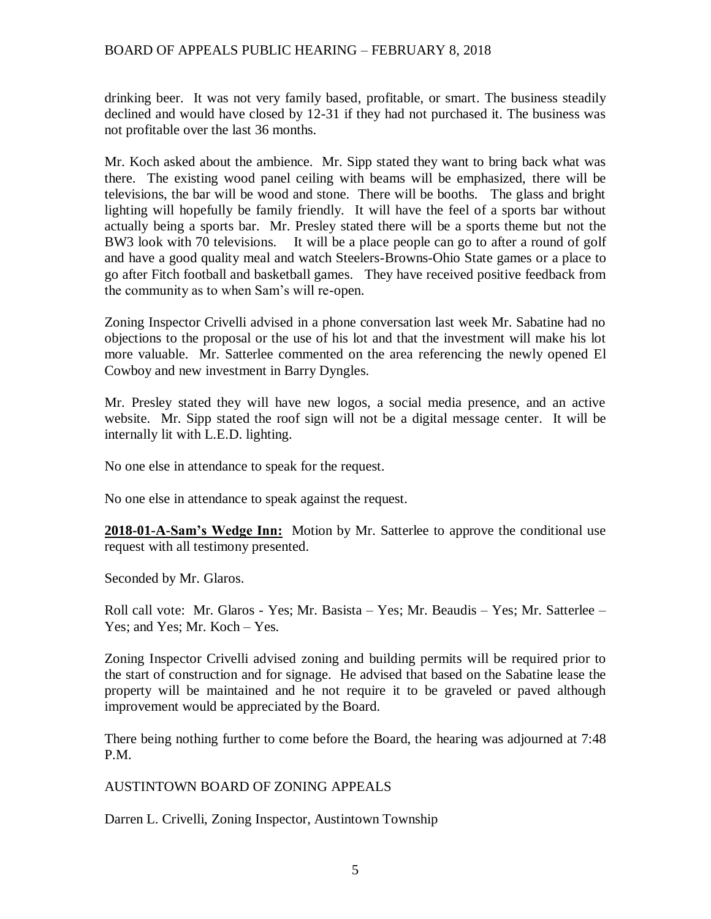drinking beer. It was not very family based, profitable, or smart. The business steadily declined and would have closed by 12-31 if they had not purchased it. The business was not profitable over the last 36 months.

Mr. Koch asked about the ambience. Mr. Sipp stated they want to bring back what was there. The existing wood panel ceiling with beams will be emphasized, there will be televisions, the bar will be wood and stone. There will be booths. The glass and bright lighting will hopefully be family friendly. It will have the feel of a sports bar without actually being a sports bar. Mr. Presley stated there will be a sports theme but not the BW3 look with 70 televisions. It will be a place people can go to after a round of golf and have a good quality meal and watch Steelers-Browns-Ohio State games or a place to go after Fitch football and basketball games. They have received positive feedback from the community as to when Sam's will re-open.

Zoning Inspector Crivelli advised in a phone conversation last week Mr. Sabatine had no objections to the proposal or the use of his lot and that the investment will make his lot more valuable. Mr. Satterlee commented on the area referencing the newly opened El Cowboy and new investment in Barry Dyngles.

Mr. Presley stated they will have new logos, a social media presence, and an active website. Mr. Sipp stated the roof sign will not be a digital message center. It will be internally lit with L.E.D. lighting.

No one else in attendance to speak for the request.

No one else in attendance to speak against the request.

**2018-01-A-Sam's Wedge Inn:** Motion by Mr. Satterlee to approve the conditional use request with all testimony presented.

Seconded by Mr. Glaros.

Roll call vote: Mr. Glaros - Yes; Mr. Basista – Yes; Mr. Beaudis – Yes; Mr. Satterlee – Yes; and Yes; Mr. Koch – Yes.

Zoning Inspector Crivelli advised zoning and building permits will be required prior to the start of construction and for signage. He advised that based on the Sabatine lease the property will be maintained and he not require it to be graveled or paved although improvement would be appreciated by the Board.

There being nothing further to come before the Board, the hearing was adjourned at 7:48 P.M.

AUSTINTOWN BOARD OF ZONING APPEALS

Darren L. Crivelli, Zoning Inspector, Austintown Township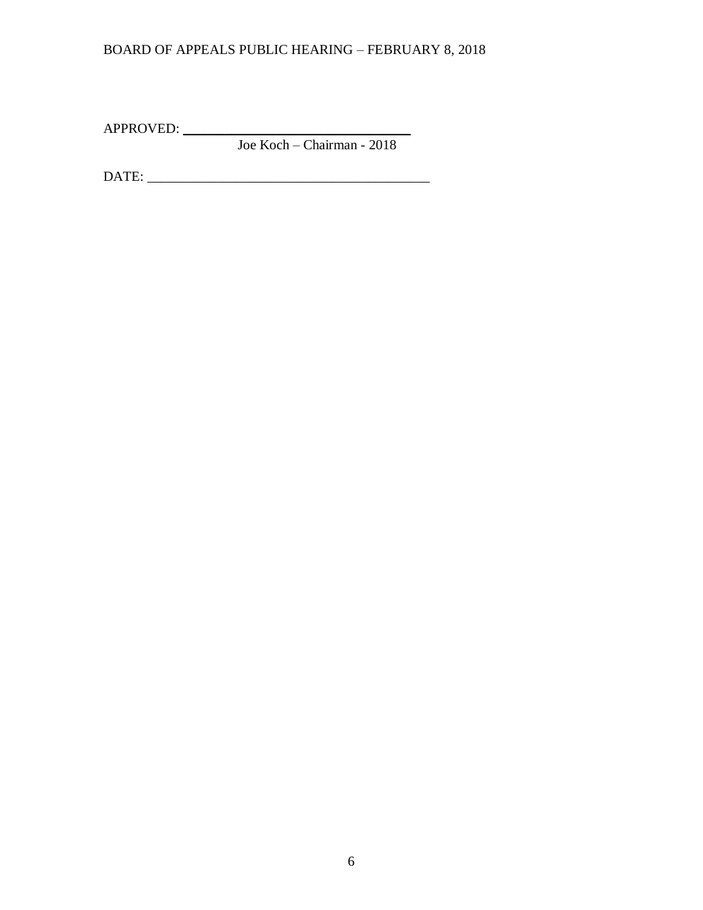APPROVED: ________________________________

Joe Koch – Chairman - 2018

DATE: ________________________________________